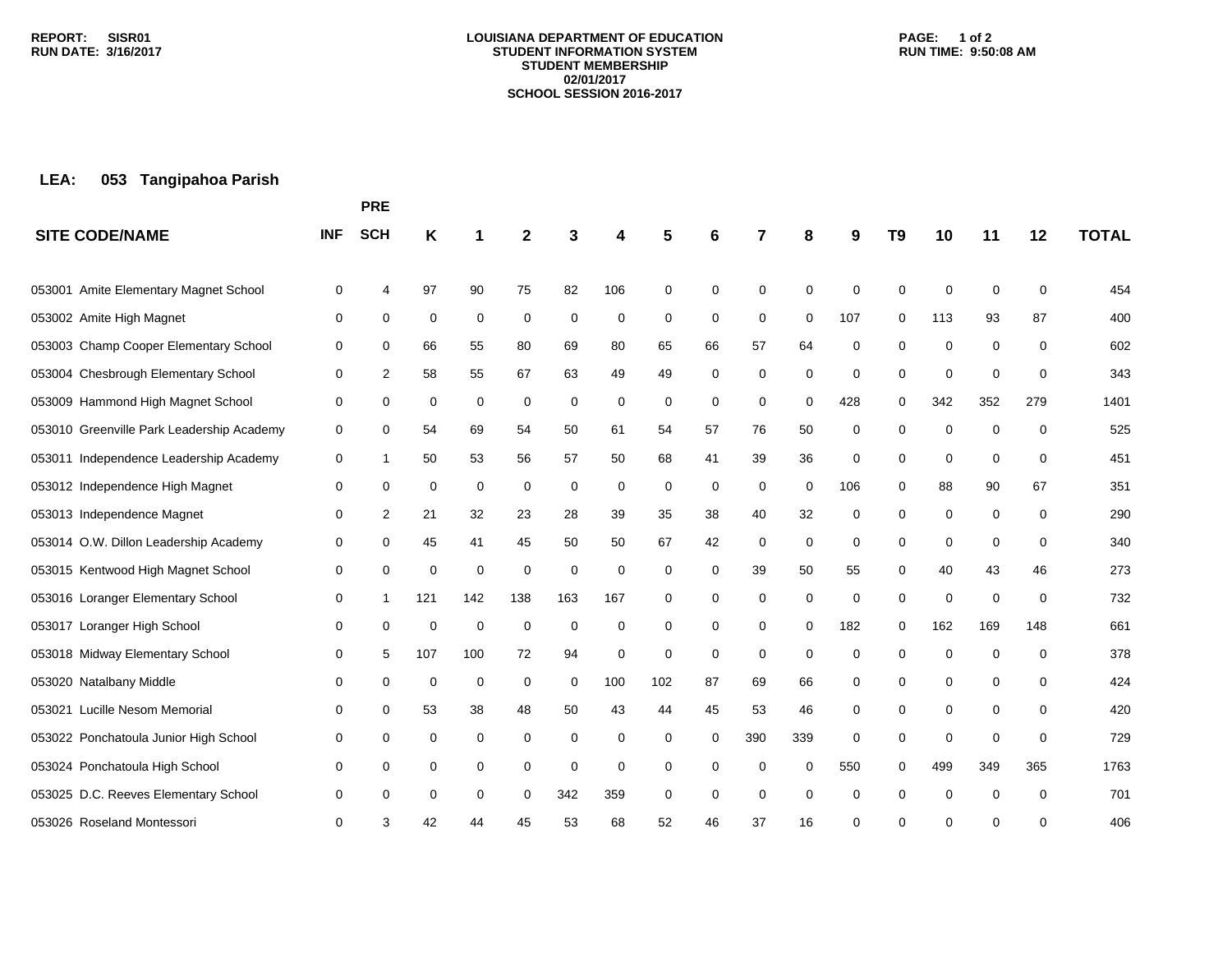# LOUISIANA DEPARTMENT OF EDUCATION
## STUDENT INFORMATION SYSTEM
## STUDENT MEMBERSHIP
## 02/01/2017
## SCHOOL SESSION 2016-2017

**REPORT: SISR01**
**RUN DATE: 3/16/2017**
**RUN TIME: 9:50:08 AM**

**LEA: 053 Tangipahoa Parish**

| SITE CODE/NAME | INF | PRE SCH | K | 1 | 2 | 3 | 4 | 5 | 6 | 7 | 8 | 9 | T9 | 10 | 11 | 12 | TOTAL |
|---|---|---|---|---|---|---|---|---|---|---|---|---|---|---|---|---|---|
| 053001 Amite Elementary Magnet School | 0 | 4 | 97 | 90 | 75 | 82 | 106 | 0 | 0 | 0 | 0 | 0 | 0 | 0 | 0 | 0 | 454 |
| 053002 Amite High Magnet | 0 | 0 | 0 | 0 | 0 | 0 | 0 | 0 | 0 | 0 | 0 | 107 | 0 | 113 | 93 | 87 | 400 |
| 053003 Champ Cooper Elementary School | 0 | 0 | 66 | 55 | 80 | 69 | 80 | 65 | 66 | 57 | 64 | 0 | 0 | 0 | 0 | 0 | 602 |
| 053004 Chesbrough Elementary School | 0 | 2 | 58 | 55 | 67 | 63 | 49 | 49 | 0 | 0 | 0 | 0 | 0 | 0 | 0 | 0 | 343 |
| 053009 Hammond High Magnet School | 0 | 0 | 0 | 0 | 0 | 0 | 0 | 0 | 0 | 0 | 0 | 428 | 0 | 342 | 352 | 279 | 1401 |
| 053010 Greenville Park Leadership Academy | 0 | 0 | 54 | 69 | 54 | 50 | 61 | 54 | 57 | 76 | 50 | 0 | 0 | 0 | 0 | 0 | 525 |
| 053011 Independence Leadership Academy | 0 | 1 | 50 | 53 | 56 | 57 | 50 | 68 | 41 | 39 | 36 | 0 | 0 | 0 | 0 | 0 | 451 |
| 053012 Independence High Magnet | 0 | 0 | 0 | 0 | 0 | 0 | 0 | 0 | 0 | 0 | 0 | 106 | 0 | 88 | 90 | 67 | 351 |
| 053013 Independence Magnet | 0 | 2 | 21 | 32 | 23 | 28 | 39 | 35 | 38 | 40 | 32 | 0 | 0 | 0 | 0 | 0 | 290 |
| 053014 O.W. Dillon Leadership Academy | 0 | 0 | 45 | 41 | 45 | 50 | 50 | 67 | 42 | 0 | 0 | 0 | 0 | 0 | 0 | 0 | 340 |
| 053015 Kentwood High Magnet School | 0 | 0 | 0 | 0 | 0 | 0 | 0 | 0 | 0 | 39 | 50 | 55 | 0 | 40 | 43 | 46 | 273 |
| 053016 Loranger Elementary School | 0 | 1 | 121 | 142 | 138 | 163 | 167 | 0 | 0 | 0 | 0 | 0 | 0 | 0 | 0 | 0 | 732 |
| 053017 Loranger High School | 0 | 0 | 0 | 0 | 0 | 0 | 0 | 0 | 0 | 0 | 0 | 182 | 0 | 162 | 169 | 148 | 661 |
| 053018 Midway Elementary School | 0 | 5 | 107 | 100 | 72 | 94 | 0 | 0 | 0 | 0 | 0 | 0 | 0 | 0 | 0 | 0 | 378 |
| 053020 Natalbany Middle | 0 | 0 | 0 | 0 | 0 | 0 | 100 | 102 | 87 | 69 | 66 | 0 | 0 | 0 | 0 | 0 | 424 |
| 053021 Lucille Nesom Memorial | 0 | 0 | 53 | 38 | 48 | 50 | 43 | 44 | 45 | 53 | 46 | 0 | 0 | 0 | 0 | 0 | 420 |
| 053022 Ponchatoula Junior High School | 0 | 0 | 0 | 0 | 0 | 0 | 0 | 0 | 0 | 390 | 339 | 0 | 0 | 0 | 0 | 0 | 729 |
| 053024 Ponchatoula High School | 0 | 0 | 0 | 0 | 0 | 0 | 0 | 0 | 0 | 0 | 0 | 550 | 0 | 499 | 349 | 365 | 1763 |
| 053025 D.C. Reeves Elementary School | 0 | 0 | 0 | 0 | 0 | 342 | 359 | 0 | 0 | 0 | 0 | 0 | 0 | 0 | 0 | 0 | 701 |
| 053026 Roseland Montessori | 0 | 3 | 42 | 44 | 45 | 53 | 68 | 52 | 46 | 37 | 16 | 0 | 0 | 0 | 0 | 0 | 406 |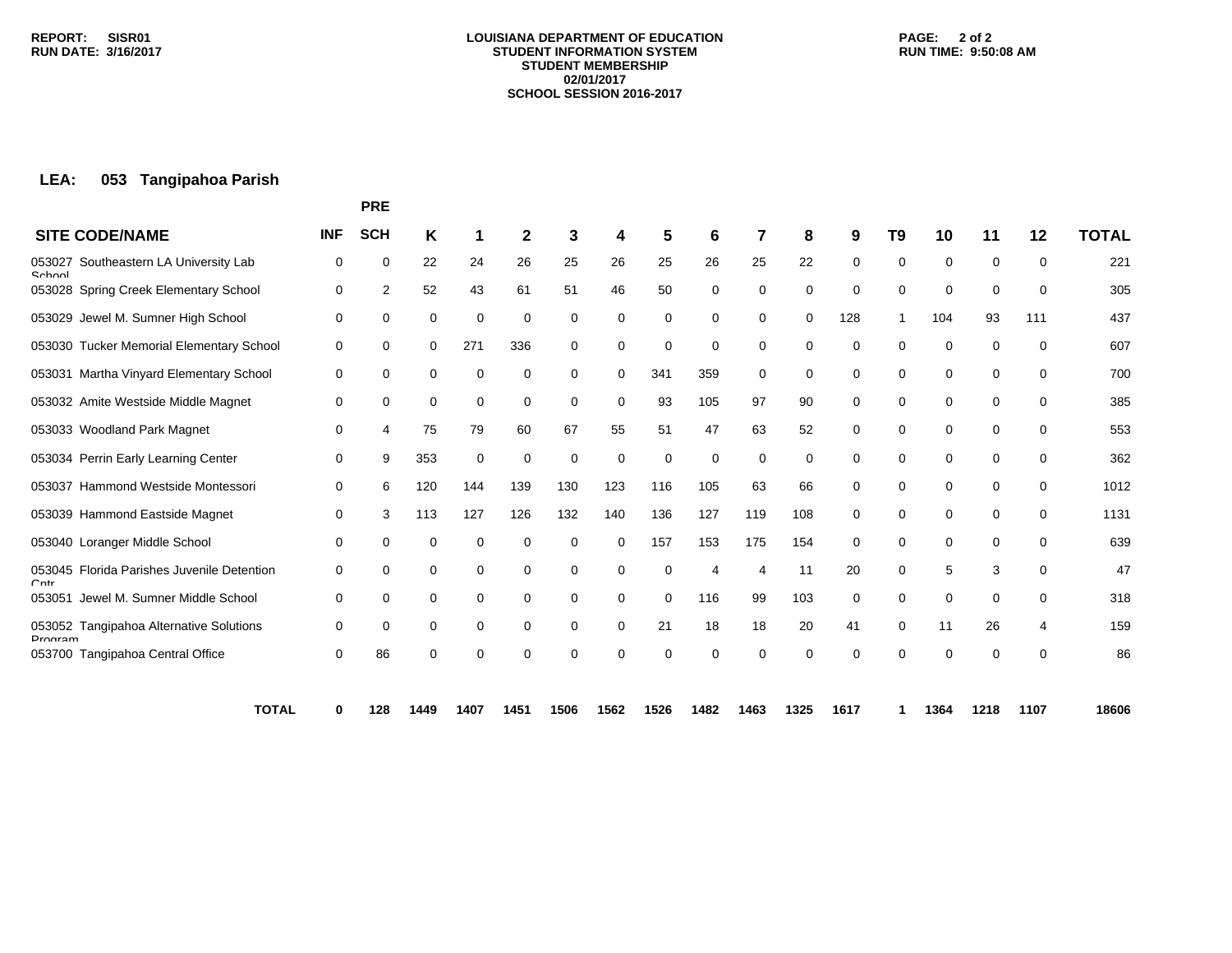**REPORT: SISR01**
**RUN DATE: 3/16/2017**

# LOUISIANA DEPARTMENT OF EDUCATION
## STUDENT INFORMATION SYSTEM
## STUDENT MEMBERSHIP
## 02/01/2017
## SCHOOL SESSION 2016-2017

**RUN TIME: 9:50:08 AM**

**LEA: 053 Tangipahoa Parish**

| SITE CODE/NAME | INF | PRE SCH | K | 1 | 2 | 3 | 4 | 5 | 6 | 7 | 8 | 9 | T9 | 10 | 11 | 12 | TOTAL |
|---|---|---|---|---|---|---|---|---|---|---|---|---|---|---|---|---|---|
| 053027 Southeastern LA University Lab School | 0 | 0 | 22 | 24 | 26 | 25 | 26 | 25 | 26 | 25 | 22 | 0 | 0 | 0 | 0 | 0 | 221 |
| 053028 Spring Creek Elementary School | 0 | 2 | 52 | 43 | 61 | 51 | 46 | 50 | 0 | 0 | 0 | 0 | 0 | 0 | 0 | 0 | 305 |
| 053029 Jewel M. Sumner High School | 0 | 0 | 0 | 0 | 0 | 0 | 0 | 0 | 0 | 0 | 0 | 128 | 1 | 104 | 93 | 111 | 437 |
| 053030 Tucker Memorial Elementary School | 0 | 0 | 0 | 271 | 336 | 0 | 0 | 0 | 0 | 0 | 0 | 0 | 0 | 0 | 0 | 0 | 607 |
| 053031 Martha Vinyard Elementary School | 0 | 0 | 0 | 0 | 0 | 0 | 0 | 341 | 359 | 0 | 0 | 0 | 0 | 0 | 0 | 0 | 700 |
| 053032 Amite Westside Middle Magnet | 0 | 0 | 0 | 0 | 0 | 0 | 0 | 93 | 105 | 97 | 90 | 0 | 0 | 0 | 0 | 0 | 385 |
| 053033 Woodland Park Magnet | 0 | 4 | 75 | 79 | 60 | 67 | 55 | 51 | 47 | 63 | 52 | 0 | 0 | 0 | 0 | 0 | 553 |
| 053034 Perrin Early Learning Center | 0 | 9 | 353 | 0 | 0 | 0 | 0 | 0 | 0 | 0 | 0 | 0 | 0 | 0 | 0 | 0 | 362 |
| 053037 Hammond Westside Montessori | 0 | 6 | 120 | 144 | 139 | 130 | 123 | 116 | 105 | 63 | 66 | 0 | 0 | 0 | 0 | 0 | 1012 |
| 053039 Hammond Eastside Magnet | 0 | 3 | 113 | 127 | 126 | 132 | 140 | 136 | 127 | 119 | 108 | 0 | 0 | 0 | 0 | 0 | 1131 |
| 053040 Loranger Middle School | 0 | 0 | 0 | 0 | 0 | 0 | 0 | 157 | 153 | 175 | 154 | 0 | 0 | 0 | 0 | 0 | 639 |
| 053045 Florida Parishes Juvenile Detention Cntr | 0 | 0 | 0 | 0 | 0 | 0 | 0 | 0 | 4 | 4 | 11 | 20 | 0 | 5 | 3 | 0 | 47 |
| 053051 Jewel M. Sumner Middle School | 0 | 0 | 0 | 0 | 0 | 0 | 0 | 0 | 116 | 99 | 103 | 0 | 0 | 0 | 0 | 0 | 318 |
| 053052 Tangipahoa Alternative Solutions Program | 0 | 0 | 0 | 0 | 0 | 0 | 0 | 21 | 18 | 18 | 20 | 41 | 0 | 11 | 26 | 4 | 159 |
| 053700 Tangipahoa Central Office | 0 | 86 | 0 | 0 | 0 | 0 | 0 | 0 | 0 | 0 | 0 | 0 | 0 | 0 | 0 | 0 | 86 |
| **TOTAL** | **0** | **128** | **1449** | **1407** | **1451** | **1506** | **1562** | **1526** | **1482** | **1463** | **1325** | **1617** | **1** | **1364** | **1218** | **1107** | **18606** |